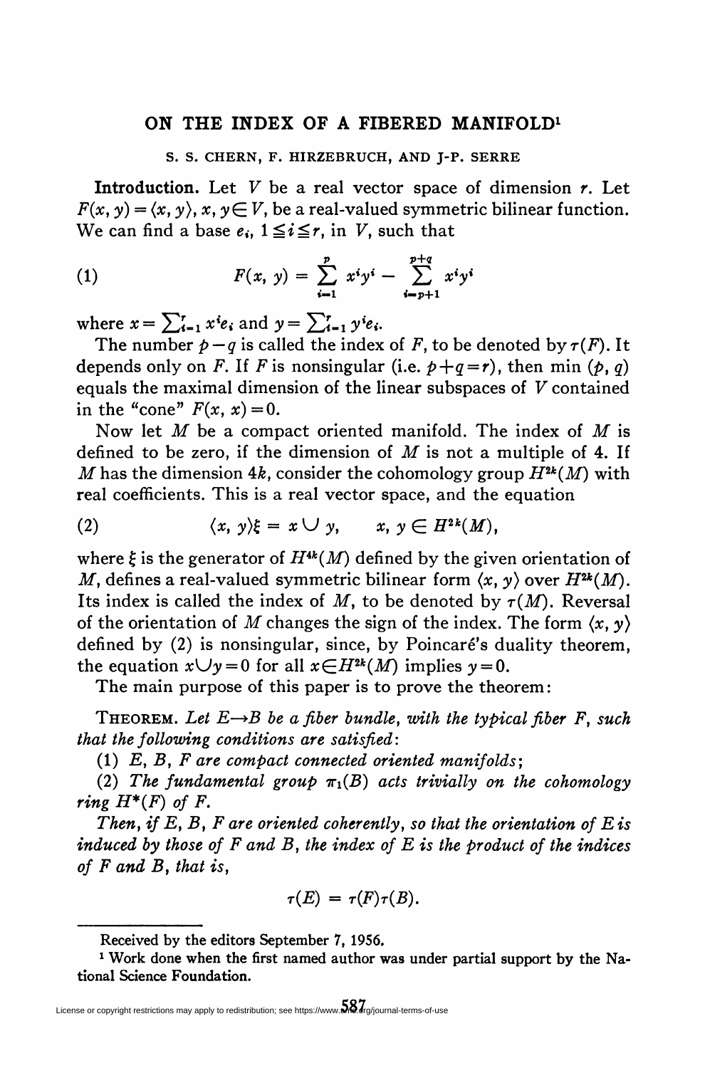# ON THE INDEX OF A FIBERED MANIFOLD[1]

S. S. CHERN, F. HIRZEBRUCH, AND J-P. SERRE

**Introduction.** Let $V$ be a real vector space of dimension $r$. Let $F(x, y) = \langle x, y \rangle$, $x, y \in V$, be a real-valued symmetric bilinear function. We can find a base $e_i$, $1 \leq i \leq r$, in $V$, such that

$$F(x, y) = \sum_{i=1}^{p} x^i y^i - \sum_{i=p+1}^{p+q} x^i y^i \tag{1}$$

where $x = \sum_{i=1}^{r} x^i e_i$ and $y = \sum_{i=1}^{r} y^i e_i$.

The number $p - q$ is called the index of $F$, to be denoted by $\tau(F)$. It depends only on $F$. If $F$ is nonsingular (i.e. $p + q = r$), then $\min(p, q)$ equals the maximal dimension of the linear subspaces of $V$ contained in the "cone" $F(x, x) = 0$.

Now let $M$ be a compact oriented manifold. The index of $M$ is defined to be zero, if the dimension of $M$ is not a multiple of 4. If $M$ has the dimension $4k$, consider the cohomology group $H^{2k}(M)$ with real coefficients. This is a real vector space, and the equation

$$\langle x, y \rangle \xi = x \cup y, \qquad x, y \in H^{2k}(M), \tag{2}$$

where $\xi$ is the generator of $H^{4k}(M)$ defined by the given orientation of $M$, defines a real-valued symmetric bilinear form $\langle x, y \rangle$ over $H^{2k}(M)$. Its index is called the index of $M$, to be denoted by $\tau(M)$. Reversal of the orientation of $M$ changes the sign of the index. The form $\langle x, y \rangle$ defined by (2) is nonsingular, since, by Poincaré's duality theorem, the equation $x \cup y = 0$ for all $x \in H^{2k}(M)$ implies $y = 0$.

The main purpose of this paper is to prove the theorem:

THEOREM. *Let $E \rightarrow B$ be a fiber bundle, with the typical fiber $F$, such that the following conditions are satisfied:*

*(1) $E$, $B$, $F$ are compact connected oriented manifolds;*

*(2) The fundamental group $\pi_1(B)$ acts trivially on the cohomology ring $H^*(F)$ of $F$.*

*Then, if $E$, $B$, $F$ are oriented coherently, so that the orientation of $E$ is induced by those of $F$ and $B$, the index of $E$ is the product of the indices of $F$ and $B$, that is,*

$$\tau(E) = \tau(F)\tau(B).$$

---

Received by the editors September 7, 1956.

[1] Work done when the first named author was under partial support by the National Science Foundation.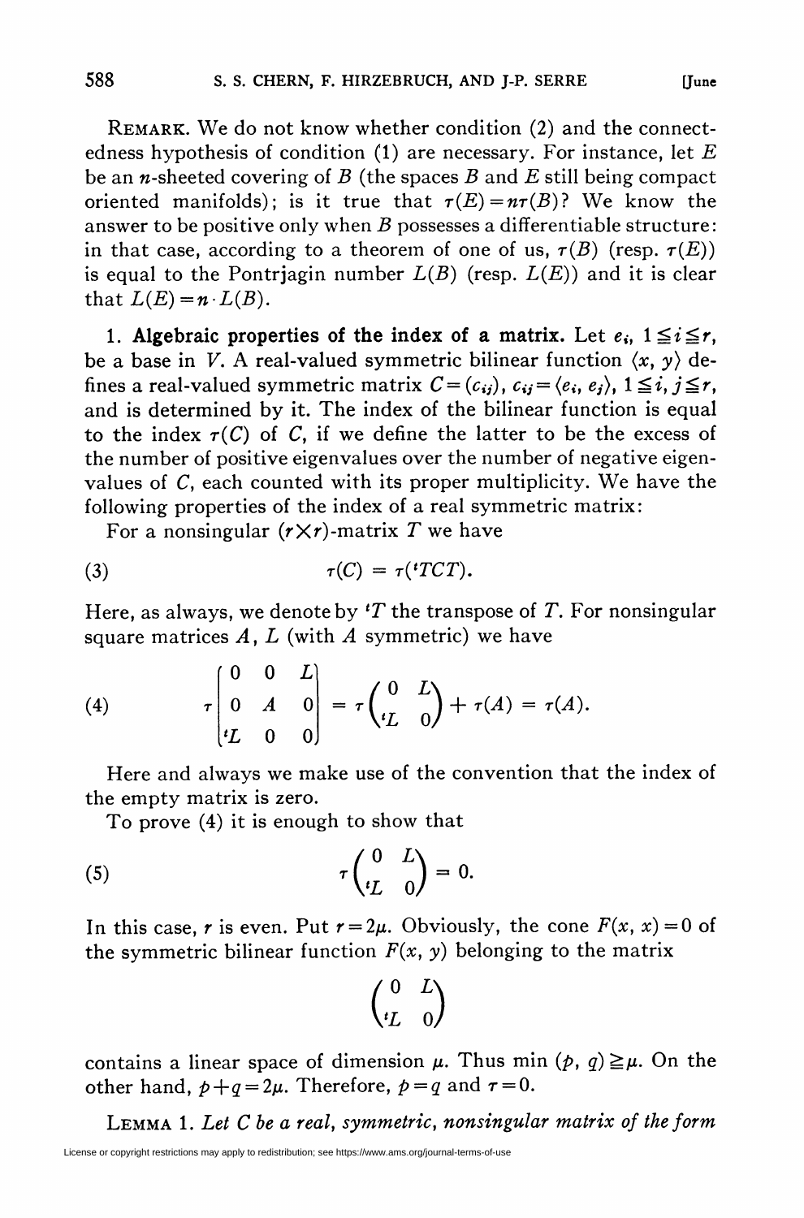REMARK. We do not know whether condition (2) and the connectedness hypothesis of condition (1) are necessary. For instance, let $E$ be an $n$-sheeted covering of $B$ (the spaces $B$ and $E$ still being compact oriented manifolds); is it true that $\tau(E)=n\tau(B)$? We know the answer to be positive only when $B$ possesses a differentiable structure: in that case, according to a theorem of one of us, $\tau(B)$ (resp. $\tau(E)$) is equal to the Pontrjagin number $L(B)$ (resp. $L(E)$) and it is clear that $L(E)=n\cdot L(B)$.

**1. Algebraic properties of the index of a matrix.** Let $e_i$, $1\leqq i\leqq r$, be a base in $V$. A real-valued symmetric bilinear function $\langle x, y\rangle$ defines a real-valued symmetric matrix $C=(c_{ij})$, $c_{ij}=\langle e_i, e_j\rangle$, $1\leqq i, j\leqq r$, and is determined by it. The index of the bilinear function is equal to the index $\tau(C)$ of $C$, if we define the latter to be the excess of the number of positive eigenvalues over the number of negative eigenvalues of $C$, each counted with its proper multiplicity. We have the following properties of the index of a real symmetric matrix:

For a nonsingular $(r\times r)$-matrix $T$ we have

$$\tau(C) = \tau({}^tTCT). \tag{3}$$

Here, as always, we denote by ${}^tT$ the transpose of $T$. For nonsingular square matrices $A$, $L$ (with $A$ symmetric) we have

$$\tau\begin{bmatrix} 0 & 0 & L \\ 0 & A & 0 \\ {}^tL & 0 & 0 \end{bmatrix} = \tau\begin{pmatrix} 0 & L \\ {}^tL & 0 \end{pmatrix} + \tau(A) = \tau(A). \tag{4}$$

Here and always we make use of the convention that the index of the empty matrix is zero.

To prove (4) it is enough to show that

$$\tau\begin{pmatrix} 0 & L \\ {}^tL & 0 \end{pmatrix} = 0. \tag{5}$$

In this case, $r$ is even. Put $r=2\mu$. Obviously, the cone $F(x, x)=0$ of the symmetric bilinear function $F(x, y)$ belonging to the matrix

$$\begin{pmatrix} 0 & L \\ {}^tL & 0 \end{pmatrix}$$

contains a linear space of dimension $\mu$. Thus $\min(p, q)\geqq\mu$. On the other hand, $p+q=2\mu$. Therefore, $p=q$ and $\tau=0$.

LEMMA 1. *Let $C$ be a real, symmetric, nonsingular matrix of the form*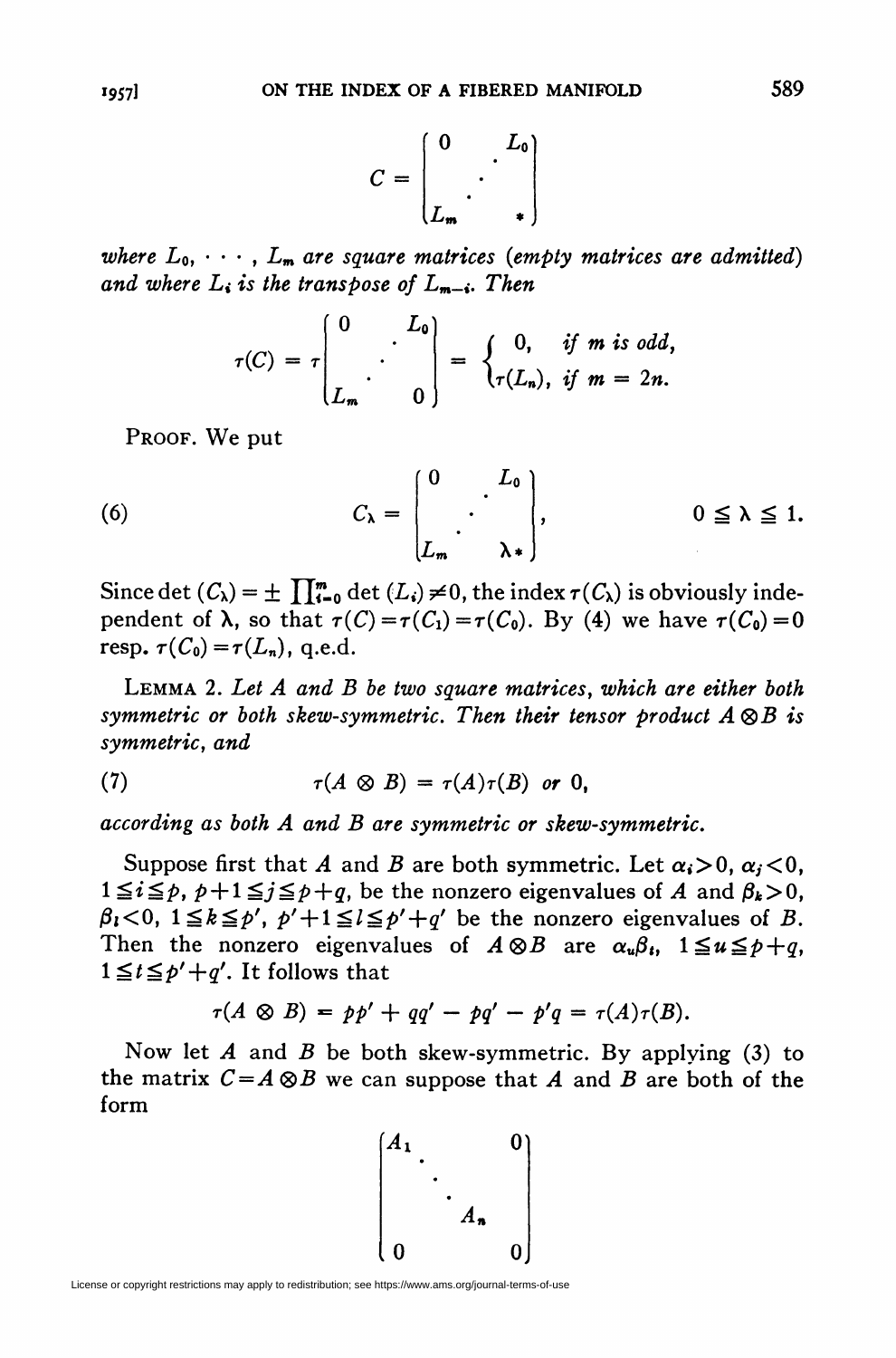$$C = \begin{pmatrix} 0 & & L_0 \\ & \cdot^{\cdot^{\cdot}} & \\ L_m & & * \end{pmatrix}$$

*where $L_0, \cdots, L_m$ are square matrices (empty matrices are admitted) and where $L_i$ is the transpose of $L_{m-i}$. Then*

$$\tau(C) = \tau \begin{pmatrix} 0 & & L_0 \\ & \cdot^{\cdot^{\cdot}} & \\ L_m & & 0 \end{pmatrix} = \begin{cases} 0, & \text{if } m \text{ is odd}, \\ \tau(L_n), & \text{if } m = 2n. \end{cases}$$

PROOF. We put

$$C_\lambda = \begin{pmatrix} 0 & & L_0 \\ & \cdot^{\cdot^{\cdot}} & \\ L_m & & \lambda * \end{pmatrix}, \qquad 0 \leqq \lambda \leqq 1. \tag{6}$$

Since $\det(C_\lambda) = \pm \prod_{i=0}^{m} \det(L_i) \neq 0$, the index $\tau(C_\lambda)$ is obviously independent of $\lambda$, so that $\tau(C) = \tau(C_1) = \tau(C_0)$. By (4) we have $\tau(C_0) = 0$ resp. $\tau(C_0) = \tau(L_n)$, q.e.d.

LEMMA 2. *Let $A$ and $B$ be two square matrices, which are either both symmetric or both skew-symmetric. Then their tensor product $A \otimes B$ is symmetric, and*

$$\tau(A \otimes B) = \tau(A)\tau(B) \text{ or } 0, \tag{7}$$

*according as both $A$ and $B$ are symmetric or skew-symmetric.*

Suppose first that $A$ and $B$ are both symmetric. Let $\alpha_i > 0$, $\alpha_j < 0$, $1 \leqq i \leqq p$, $p+1 \leqq j \leqq p+q$, be the nonzero eigenvalues of $A$ and $\beta_k > 0$, $\beta_l < 0$, $1 \leqq k \leqq p'$, $p'+1 \leqq l \leqq p'+q'$ be the nonzero eigenvalues of $B$. Then the nonzero eigenvalues of $A \otimes B$ are $\alpha_u \beta_t$, $1 \leqq u \leqq p+q$, $1 \leqq t \leqq p'+q'$. It follows that

$$\tau(A \otimes B) = pp' + qq' - pq' - p'q = \tau(A)\tau(B).$$

Now let $A$ and $B$ be both skew-symmetric. By applying (3) to the matrix $C = A \otimes B$ we can suppose that $A$ and $B$ are both of the form

$$\begin{pmatrix} A_1 & & & 0 \\ & \ddots & & \\ & & A_n & \\ 0 & & & 0 \end{pmatrix}$$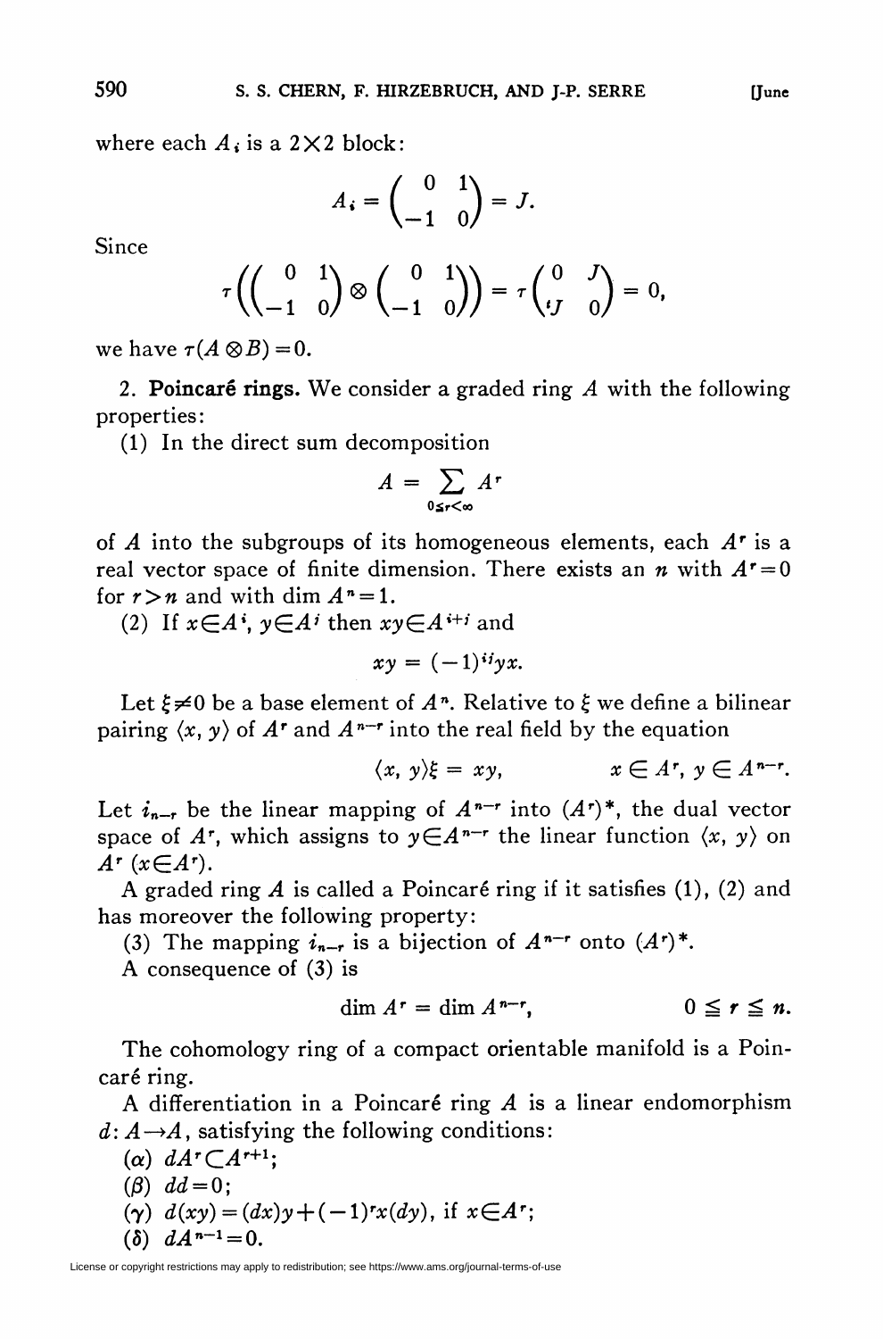where each $A_i$ is a $2\times 2$ block:

$$A_i = \begin{pmatrix} 0 & 1 \\ -1 & 0 \end{pmatrix} = J.$$

Since

$$\tau\left(\begin{pmatrix} 0 & 1 \\ -1 & 0 \end{pmatrix} \otimes \begin{pmatrix} 0 & 1 \\ -1 & 0 \end{pmatrix}\right) = \tau\begin{pmatrix} 0 & J \\ {}^tJ & 0 \end{pmatrix} = 0,$$

we have $\tau(A \otimes B) = 0$.

2. **Poincaré rings.** We consider a graded ring $A$ with the following properties:

(1) In the direct sum decomposition

$$A = \sum_{0 \leq r < \infty} A^r$$

of $A$ into the subgroups of its homogeneous elements, each $A^r$ is a real vector space of finite dimension. There exists an $n$ with $A^r = 0$ for $r > n$ and with $\dim A^n = 1$.

(2) If $x \in A^i$, $y \in A^j$ then $xy \in A^{i+j}$ and

$$xy = (-1)^{ij} yx.$$

Let $\xi \neq 0$ be a base element of $A^n$. Relative to $\xi$ we define a bilinear pairing $\langle x, y\rangle$ of $A^r$ and $A^{n-r}$ into the real field by the equation

$$\langle x, y\rangle \xi = xy, \qquad x \in A^r,\ y \in A^{n-r}.$$

Let $i_{n-r}$ be the linear mapping of $A^{n-r}$ into $(A^r)^*$, the dual vector space of $A^r$, which assigns to $y \in A^{n-r}$ the linear function $\langle x, y\rangle$ on $A^r$ $(x \in A^r)$.

A graded ring $A$ is called a Poincaré ring if it satisfies (1), (2) and has moreover the following property:

(3) The mapping $i_{n-r}$ is a bijection of $A^{n-r}$ onto $(A^r)^*$.

A consequence of (3) is

$$\dim A^r = \dim A^{n-r}, \qquad 0 \leq r \leq n.$$

The cohomology ring of a compact orientable manifold is a Poincaré ring.

A differentiation in a Poincaré ring $A$ is a linear endomorphism $d: A \to A$, satisfying the following conditions:

($\alpha$) $dA^r \subset A^{r+1}$;

($\beta$) $dd = 0$;

($\gamma$) $d(xy) = (dx)y + (-1)^r x(dy)$, if $x \in A^r$;

($\delta$) $dA^{n-1} = 0$.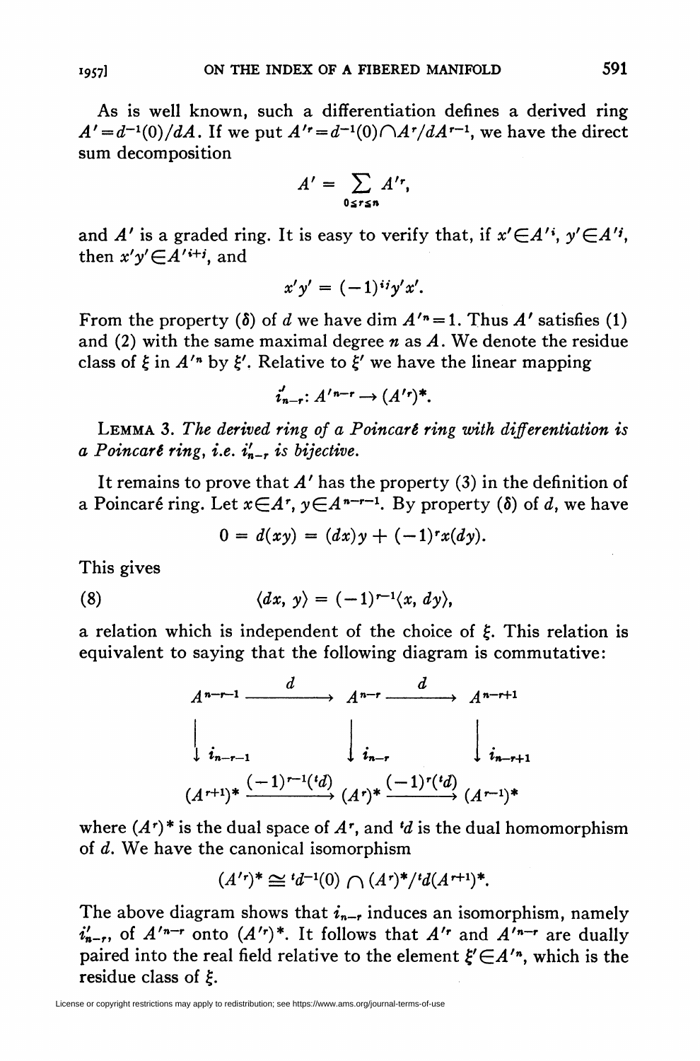As is well known, such a differentiation defines a derived ring $A' = d^{-1}(0)/dA$. If we put $A'^r = d^{-1}(0) \cap A^r/dA^{r-1}$, we have the direct sum decomposition

$$A' = \sum_{0 \leq r \leq n} A'^r,$$

and $A'$ is a graded ring. It is easy to verify that, if $x' \in A'^i$, $y' \in A'^j$, then $x'y' \in A'^{i+j}$, and

$$x'y' = (-1)^{ij} y'x'.$$

From the property ($\delta$) of $d$ we have $\dim A'^n = 1$. Thus $A'$ satisfies (1) and (2) with the same maximal degree $n$ as $A$. We denote the residue class of $\xi$ in $A'^n$ by $\xi'$. Relative to $\xi'$ we have the linear mapping

$$i'_{n-r}: A'^{n-r} \to (A'^r)^*.$$

LEMMA 3. *The derived ring of a Poincaré ring with differentiation is a Poincaré ring, i.e. $i'_{n-r}$ is bijective.*

It remains to prove that $A'$ has the property (3) in the definition of a Poincaré ring. Let $x \in A^r$, $y \in A^{n-r-1}$. By property ($\delta$) of $d$, we have

$$0 = d(xy) = (dx)y + (-1)^r x(dy).$$

This gives

$$\langle dx, y \rangle = (-1)^{r-1} \langle x, dy \rangle, \tag{8}$$

a relation which is independent of the choice of $\xi$. This relation is equivalent to saying that the following diagram is commutative:

$$\begin{array}{ccccc}
A^{n-r-1} & \xrightarrow{\quad d \quad} & A^{n-r} & \xrightarrow{\quad d \quad} & A^{n-r+1} \\
\downarrow i_{n-r-1} & & \downarrow i_{n-r} & & \downarrow i_{n-r+1} \\
(A^{r+1})^* & \xrightarrow{(-1)^{r-1}({}^t d)} & (A^r)^* & \xrightarrow{(-1)^r({}^t d)} & (A^{r-1})^*
\end{array}$$

where $(A^r)^*$ is the dual space of $A^r$, and ${}^t d$ is the dual homomorphism of $d$. We have the canonical isomorphism

$$(A'^r)^* \cong {}^t d^{-1}(0) \cap (A^r)^* / {}^t d(A^{r+1})^*.$$

The above diagram shows that $i_{n-r}$ induces an isomorphism, namely $i'_{n-r}$, of $A'^{n-r}$ onto $(A'^r)^*$. It follows that $A'^r$ and $A'^{n-r}$ are dually paired into the real field relative to the element $\xi' \in A'^n$, which is the residue class of $\xi$.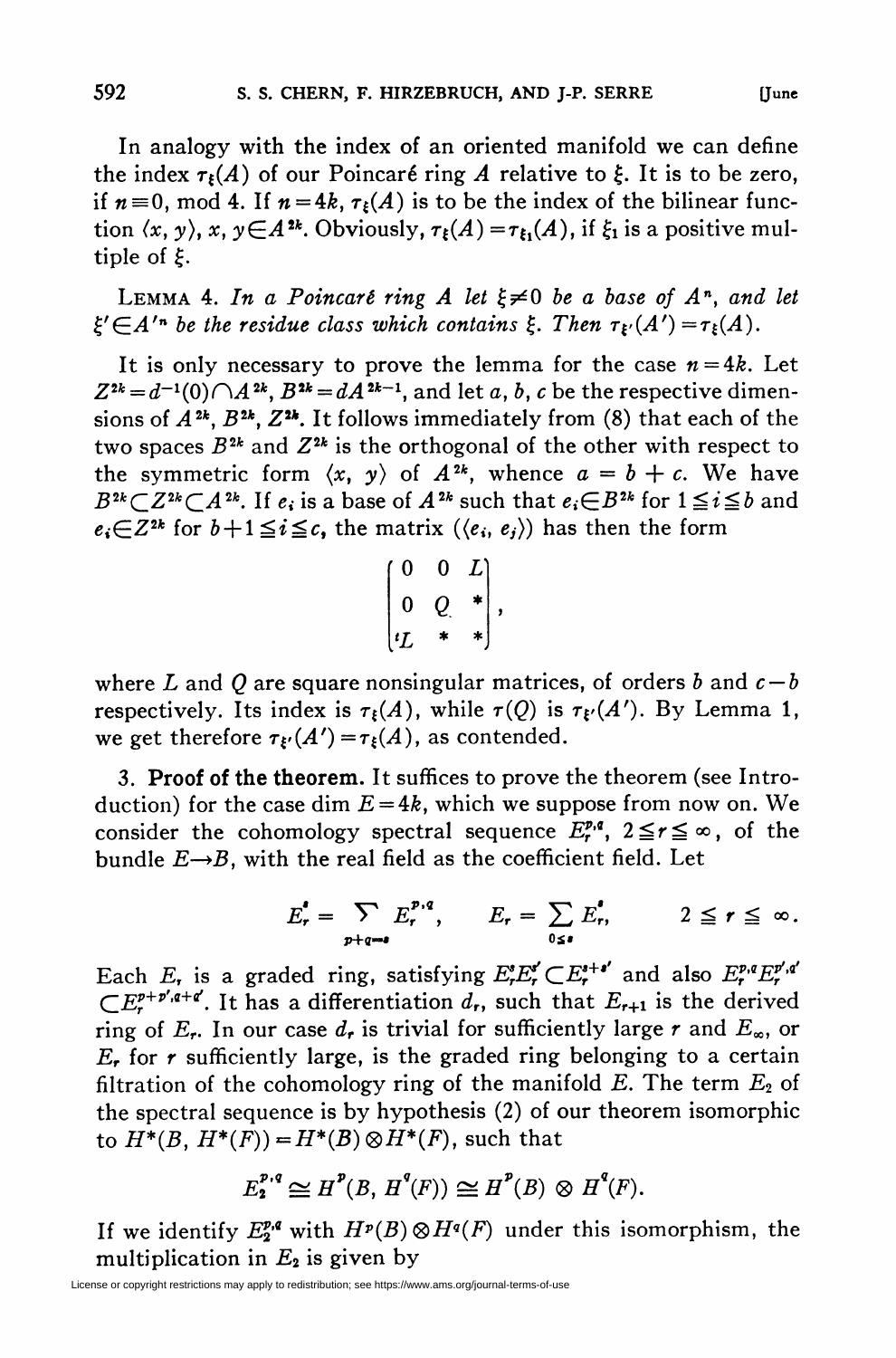In analogy with the index of an oriented manifold we can define the index $\tau_\xi(A)$ of our Poincaré ring $A$ relative to $\xi$. It is to be zero, if $n \equiv 0$, mod 4. If $n = 4k$, $\tau_\xi(A)$ is to be the index of the bilinear function $\langle x, y \rangle$, $x, y \in A^{2k}$. Obviously, $\tau_\xi(A) = \tau_{\xi_1}(A)$, if $\xi_1$ is a positive multiple of $\xi$.

LEMMA 4. *In a Poincaré ring $A$ let $\xi \neq 0$ be a base of $A^n$, and let $\xi' \in A'^n$ be the residue class which contains $\xi$. Then $\tau_{\xi'}(A') = \tau_\xi(A)$.*

It is only necessary to prove the lemma for the case $n = 4k$. Let $Z^{2k} = d^{-1}(0) \cap A^{2k}$, $B^{2k} = dA^{2k-1}$, and let $a, b, c$ be the respective dimensions of $A^{2k}$, $B^{2k}$, $Z^{2k}$. It follows immediately from (8) that each of the two spaces $B^{2k}$ and $Z^{2k}$ is the orthogonal of the other with respect to the symmetric form $\langle x, y \rangle$ of $A^{2k}$, whence $a = b + c$. We have $B^{2k} \subset Z^{2k} \subset A^{2k}$. If $e_i$ is a base of $A^{2k}$ such that $e_i \in B^{2k}$ for $1 \leqq i \leqq b$ and $e_i \in Z^{2k}$ for $b+1 \leqq i \leqq c$, the matrix $(\langle e_i, e_j \rangle)$ has then the form

$$\begin{pmatrix} 0 & 0 & L \\ 0 & Q & * \\ {}^tL & * & * \end{pmatrix},$$

where $L$ and $Q$ are square nonsingular matrices, of orders $b$ and $c-b$ respectively. Its index is $\tau_\xi(A)$, while $\tau(Q)$ is $\tau_{\xi'}(A')$. By Lemma 1, we get therefore $\tau_{\xi'}(A') = \tau_\xi(A)$, as contended.

**3. Proof of the theorem.** It suffices to prove the theorem (see Introduction) for the case $\dim E = 4k$, which we suppose from now on. We consider the cohomology spectral sequence $E_r^{p,q}$, $2 \leqq r \leqq \infty$, of the bundle $E \rightarrow B$, with the real field as the coefficient field. Let

$$E_r^s = \sum_{p+q=s} E_r^{p,q}, \qquad E_r = \sum_{0 \leq s} E_r^s, \qquad 2 \leqq r \leqq \infty.$$

Each $E_r$ is a graded ring, satisfying $E_r^s E_r^{s'} \subset E_r^{s+s'}$ and also $E_r^{p,q} E_r^{p',q'} \subset E_r^{p+p',q+q'}$. It has a differentiation $d_r$, such that $E_{r+1}$ is the derived ring of $E_r$. In our case $d_r$ is trivial for sufficiently large $r$ and $E_\infty$, or $E_r$ for $r$ sufficiently large, is the graded ring belonging to a certain filtration of the cohomology ring of the manifold $E$. The term $E_2$ of the spectral sequence is by hypothesis (2) of our theorem isomorphic to $H^*(B, H^*(F)) = H^*(B) \otimes H^*(F)$, such that

$$E_2^{p,q} \cong H^p(B, H^q(F)) \cong H^p(B) \otimes H^q(F).$$

If we identify $E_2^{p,q}$ with $H^p(B) \otimes H^q(F)$ under this isomorphism, the multiplication in $E_2$ is given by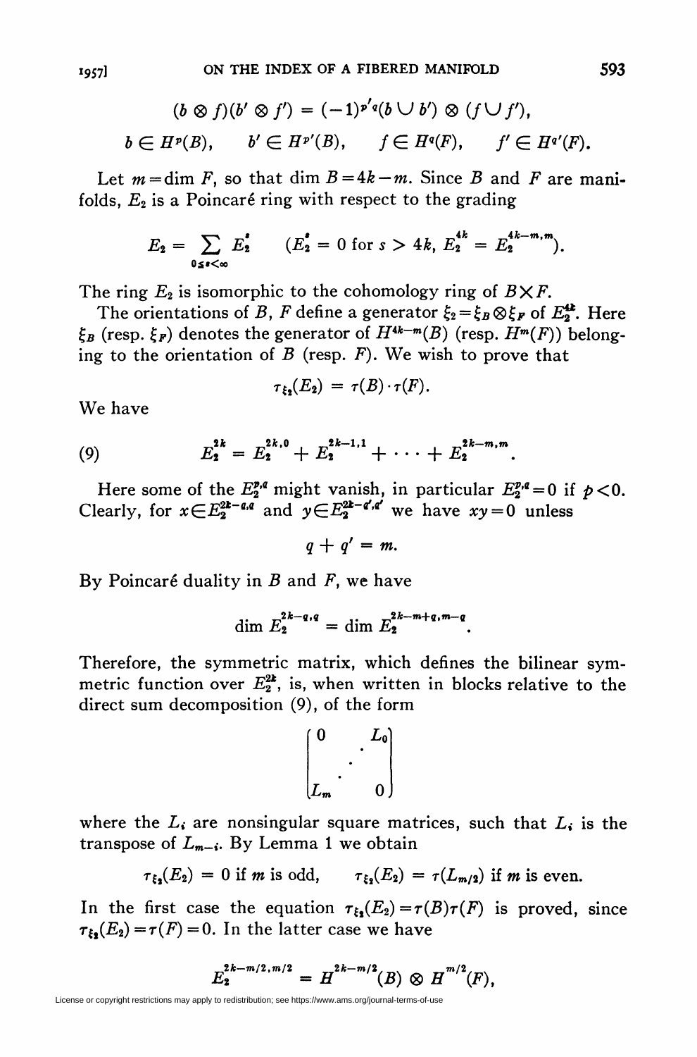$$(b \otimes f)(b' \otimes f') = (-1)^{p'q}(b \cup b') \otimes (f \cup f'),$$

$$b \in H^p(B), \qquad b' \in H^{p'}(B), \qquad f \in H^q(F), \qquad f' \in H^{q'}(F).$$

Let $m = \dim F$, so that $\dim B = 4k - m$. Since $B$ and $F$ are manifolds, $E_2$ is a Poincaré ring with respect to the grading

$$E_2 = \sum_{0 \leq s < \infty} E_2^s \qquad (E_2^s = 0 \text{ for } s > 4k,\ E_2^{4k} = E_2^{4k-m,m}).$$

The ring $E_2$ is isomorphic to the cohomology ring of $B \times F$.

The orientations of $B$, $F$ define a generator $\xi_2 = \xi_B \otimes \xi_F$ of $E_2^{4k}$. Here $\xi_B$ (resp. $\xi_F$) denotes the generator of $H^{4k-m}(B)$ (resp. $H^m(F)$) belonging to the orientation of $B$ (resp. $F$). We wish to prove that

$$\tau_{\xi_2}(E_2) = \tau(B) \cdot \tau(F).$$

We have

$$E_2^{2k} = E_2^{2k,0} + E_2^{2k-1,1} + \cdots + E_2^{2k-m,m}. \tag{9}$$

Here some of the $E_2^{p,q}$ might vanish, in particular $E_2^{p,q} = 0$ if $p < 0$. Clearly, for $x \in E_2^{2k-q,q}$ and $y \in E_2^{2k-q',q'}$ we have $xy = 0$ unless

$$q + q' = m.$$

By Poincaré duality in $B$ and $F$, we have

$$\dim E_2^{2k-q,q} = \dim E_2^{2k-m+q,m-q}.$$

Therefore, the symmetric matrix, which defines the bilinear symmetric function over $E_2^{2k}$, is, when written in blocks relative to the direct sum decomposition (9), of the form

$$\begin{pmatrix} 0 & & L_0 \\ & \cdot & \\ L_m & & 0 \end{pmatrix}$$

where the $L_i$ are nonsingular square matrices, such that $L_i$ is the transpose of $L_{m-i}$. By Lemma 1 we obtain

$$\tau_{\xi_2}(E_2) = 0 \text{ if } m \text{ is odd}, \qquad \tau_{\xi_2}(E_2) = \tau(L_{m/2}) \text{ if } m \text{ is even}.$$

In the first case the equation $\tau_{\xi_2}(E_2) = \tau(B)\tau(F)$ is proved, since $\tau_{\xi_2}(E_2) = \tau(F) = 0$. In the latter case we have

$$E_2^{2k-m/2,m/2} = H^{2k-m/2}(B) \otimes H^{m/2}(F),$$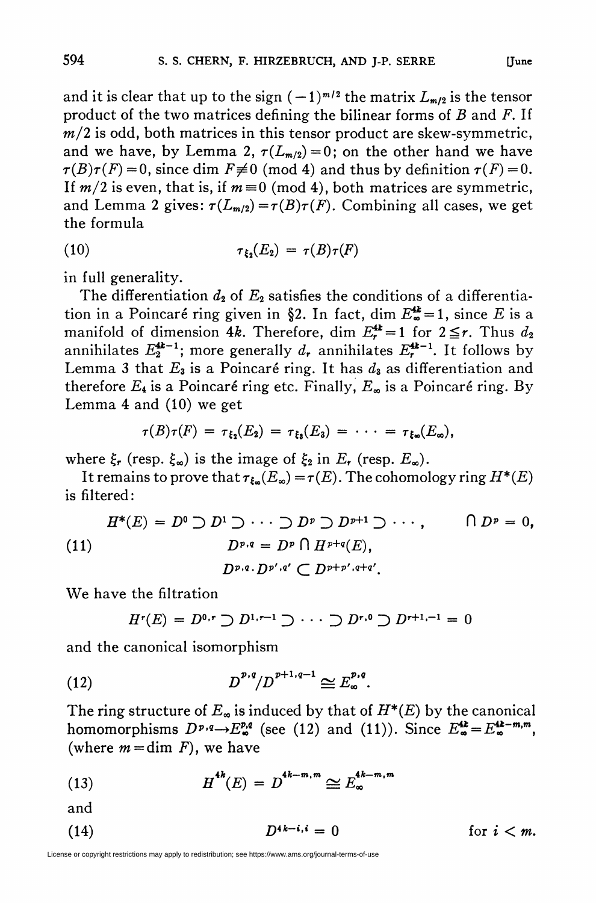and it is clear that up to the sign $(-1)^{m/2}$ the matrix $L_{m/2}$ is the tensor product of the two matrices defining the bilinear forms of $B$ and $F$. If $m/2$ is odd, both matrices in this tensor product are skew-symmetric, and we have, by Lemma 2, $\tau(L_{m/2})=0$; on the other hand we have $\tau(B)\tau(F)=0$, since dim $F\not\equiv 0 \pmod 4$ and thus by definition $\tau(F)=0$. If $m/2$ is even, that is, if $m\equiv 0 \pmod 4$, both matrices are symmetric, and Lemma 2 gives: $\tau(L_{m/2})=\tau(B)\tau(F)$. Combining all cases, we get the formula

$$\tau_{\xi_2}(E_2) = \tau(B)\tau(F) \tag{10}$$

in full generality.

The differentiation $d_2$ of $E_2$ satisfies the conditions of a differentiation in a Poincaré ring given in §2. In fact, dim $E_\infty^{4k}=1$, since $E$ is a manifold of dimension $4k$. Therefore, dim $E_r^{4k}=1$ for $2\leq r$. Thus $d_2$ annihilates $E_2^{4k-1}$; more generally $d_r$ annihilates $E_r^{4k-1}$. It follows by Lemma 3 that $E_3$ is a Poincaré ring. It has $d_3$ as differentiation and therefore $E_4$ is a Poincaré ring etc. Finally, $E_\infty$ is a Poincaré ring. By Lemma 4 and (10) we get

$$\tau(B)\tau(F) = \tau_{\xi_2}(E_2) = \tau_{\xi_3}(E_3) = \cdots = \tau_{\xi_\infty}(E_\infty),$$

where $\xi_r$ (resp. $\xi_\infty$) is the image of $\xi_2$ in $E_r$ (resp. $E_\infty$).

It remains to prove that $\tau_{\xi_\infty}(E_\infty)=\tau(E)$. The cohomology ring $H^*(E)$ is filtered:

$$\begin{gathered} H^*(E) = D^0 \supset D^1 \supset \cdots \supset D^p \supset D^{p+1} \supset \cdots, \qquad \bigcap D^p = 0, \\ D^{p,q} = D^p \cap H^{p+q}(E), \\ D^{p,q}\cdot D^{p',q'} \subset D^{p+p',q+q'}. \end{gathered} \tag{11}$$

We have the filtration

$$H^r(E) = D^{0,r} \supset D^{1,r-1} \supset \cdots \supset D^{r,0} \supset D^{r+1,-1} = 0$$

and the canonical isomorphism

$$D^{p,q}/D^{p+1,q-1} \cong E_\infty^{p,q}. \tag{12}$$

The ring structure of $E_\infty$ is induced by that of $H^*(E)$ by the canonical homomorphisms $D^{p,q}\to E_\infty^{p,q}$ (see (12) and (11)). Since $E_\infty^{4k}=E_\infty^{4k-m,m}$, (where $m=\dim F$), we have

$$H^{4k}(E) = D^{4k-m,m} \cong E_\infty^{4k-m,m} \tag{13}$$

and

$$D^{4k-i,i} = 0 \qquad \text{for } i < m. \tag{14}$$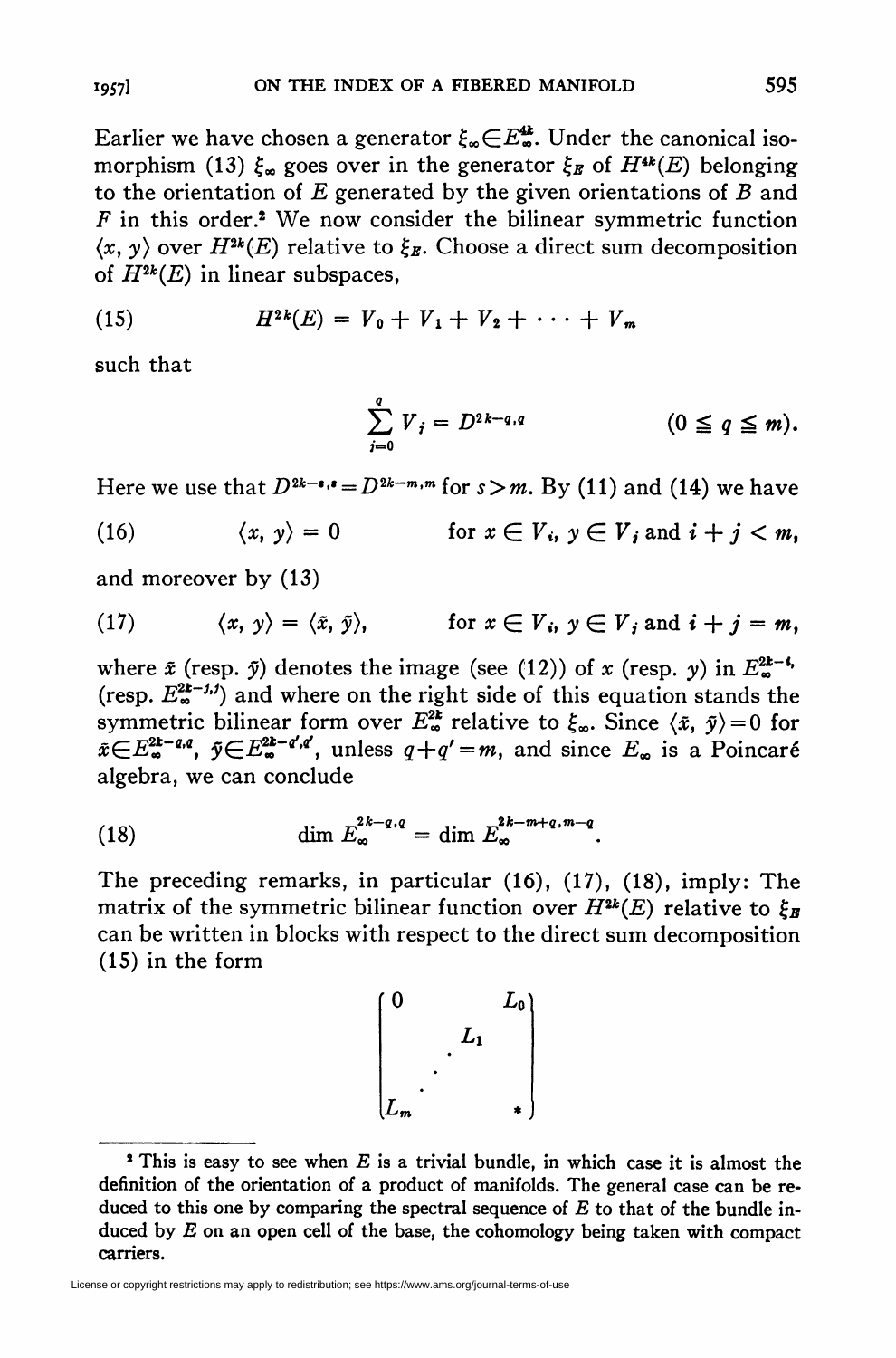Earlier we have chosen a generator $\xi_\infty \in E_\infty^{4k}$. Under the canonical isomorphism (13) $\xi_\infty$ goes over in the generator $\xi_E$ of $H^{4k}(E)$ belonging to the orientation of $E$ generated by the given orientations of $B$ and $F$ in this order.[2] We now consider the bilinear symmetric function $\langle x, y\rangle$ over $H^{2k}(E)$ relative to $\xi_E$. Choose a direct sum decomposition of $H^{2k}(E)$ in linear subspaces,

$$H^{2k}(E) = V_0 + V_1 + V_2 + \cdots + V_m \tag{15}$$

such that

$$\sum_{j=0}^{q} V_j = D^{2k-q,q} \qquad (0 \leqq q \leqq m).$$

Here we use that $D^{2k-s,s} = D^{2k-m,m}$ for $s > m$. By (11) and (14) we have

$$\langle x, y\rangle = 0 \qquad \text{for } x \in V_i,\ y \in V_j \text{ and } i + j < m, \tag{16}$$

and moreover by (13)

$$\langle x, y\rangle = \langle \bar{x}, \bar{y}\rangle, \qquad \text{for } x \in V_i,\ y \in V_j \text{ and } i + j = m, \tag{17}$$

where $\bar{x}$ (resp. $\bar{y}$) denotes the image (see (12)) of $x$ (resp. $y$) in $E_\infty^{2k-i,i}$ (resp. $E_\infty^{2k-j,j}$) and where on the right side of this equation stands the symmetric bilinear form over $E_\infty^{2k}$ relative to $\xi_\infty$. Since $\langle \bar{x}, \bar{y}\rangle = 0$ for $\bar{x} \in E_\infty^{2k-q,q}$, $\bar{y} \in E_\infty^{2k-q',q'}$, unless $q + q' = m$, and since $E_\infty$ is a Poincaré algebra, we can conclude

$$\dim E_\infty^{2k-q,q} = \dim E_\infty^{2k-m+q,m-q}. \tag{18}$$

The preceding remarks, in particular (16), (17), (18), imply: The matrix of the symmetric bilinear function over $H^{2k}(E)$ relative to $\xi_E$ can be written in blocks with respect to the direct sum decomposition (15) in the form

$$\begin{pmatrix} 0 & & & L_0 \\ & & L_1 & \\ & \cdot & & \\ L_m & & & * \end{pmatrix}$$

---

[2] This is easy to see when $E$ is a trivial bundle, in which case it is almost the definition of the orientation of a product of manifolds. The general case can be reduced to this one by comparing the spectral sequence of $E$ to that of the bundle induced by $E$ on an open cell of the base, the cohomology being taken with compact carriers.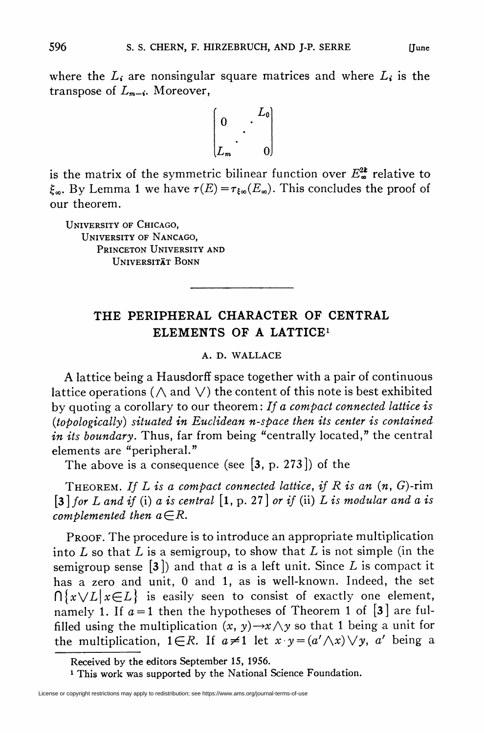where the $L_i$ are nonsingular square matrices and where $L_i$ is the transpose of $L_{m-i}$. Moreover,

$$\begin{pmatrix} 0 & & L_0 \\ & \cdot^{\cdot^{\cdot}} & \\ L_m & & 0 \end{pmatrix}$$

is the matrix of the symmetric bilinear function over $E_\infty^{2k}$ relative to $\xi_\infty$. By Lemma 1 we have $\tau(E) = \tau_{\xi_\infty}(E_\infty)$. This concludes the proof of our theorem.

UNIVERSITY OF CHICAGO,
UNIVERSITY OF NANCAGO,
PRINCETON UNIVERSITY AND
UNIVERSITÄT BONN

---

# THE PERIPHERAL CHARACTER OF CENTRAL ELEMENTS OF A LATTICE[1]

A. D. WALLACE

A lattice being a Hausdorff space together with a pair of continuous lattice operations ($\wedge$ and $\vee$) the content of this note is best exhibited by quoting a corollary to our theorem: *If a compact connected lattice is (topologically) situated in Euclidean n-space then its center is contained in its boundary.* Thus, far from being "centrally located," the central elements are "peripheral."

The above is a consequence (see [**3**, p. 273]) of the

THEOREM. *If $L$ is a compact connected lattice, if $R$ is an $(n, G)$-rim* [**3**] *for $L$ and if* (i) *$a$ is central* [**1**, p. 27] *or if* (ii) *$L$ is modular and $a$ is complemented then $a \in R$.*

PROOF. The procedure is to introduce an appropriate multiplication into $L$ so that $L$ is a semigroup, to show that $L$ is not simple (in the semigroup sense [**3**]) and that $a$ is a left unit. Since $L$ is compact it has a zero and unit, 0 and 1, as is well-known. Indeed, the set $\bigcap \{x \vee L \mid x \in L\}$ is easily seen to consist of exactly one element, namely 1. If $a = 1$ then the hypotheses of Theorem 1 of [**3**] are fulfilled using the multiplication $(x, y) \rightarrow x \wedge y$ so that 1 being a unit for the multiplication, $1 \in R$. If $a \neq 1$ let $x \cdot y = (a' \wedge x) \vee y$, $a'$ being a

Received by the editors September 15, 1956.

[1] This work was supported by the National Science Foundation.